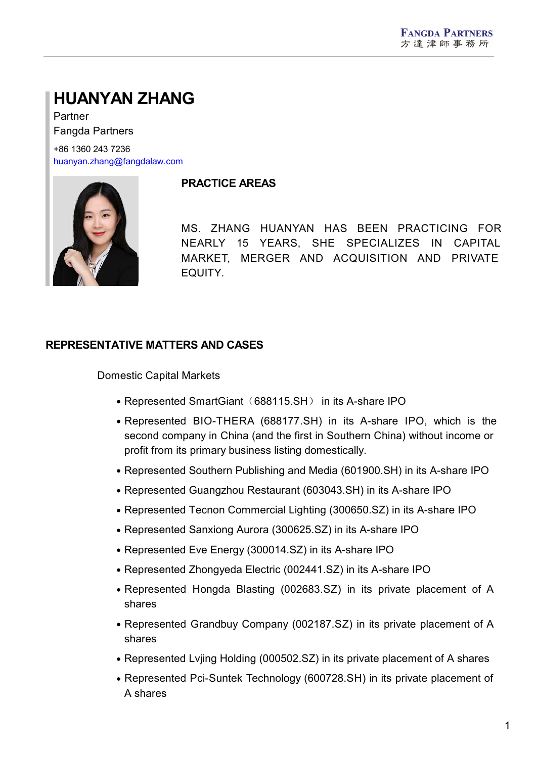# HUANYAN ZHANG

Partner
Fangda Partners

+86 1360 243 7236
huanyan.zhang@fangdalaw.com

## PRACTICE AREAS

MS. ZHANG HUANYAN HAS BEEN PRACTICING FOR NEARLY 15 YEARS, SHE SPECIALIZES IN CAPITAL MARKET, MERGER AND ACQUISITION AND PRIVATE EQUITY.

## REPRESENTATIVE MATTERS AND CASES

Domestic Capital Markets

- Represented SmartGiant（688115.SH） in its A-share IPO
- Represented BIO-THERA (688177.SH) in its A-share IPO, which is the second company in China (and the first in Southern China) without income or profit from its primary business listing domestically.
- Represented Southern Publishing and Media (601900.SH) in its A-share IPO
- Represented Guangzhou Restaurant (603043.SH) in its A-share IPO
- Represented Tecnon Commercial Lighting (300650.SZ) in its A-share IPO
- Represented Sanxiong Aurora (300625.SZ) in its A-share IPO
- Represented Eve Energy (300014.SZ) in its A-share IPO
- Represented Zhongyeda Electric (002441.SZ) in its A-share IPO
- Represented Hongda Blasting (002683.SZ) in its private placement of A shares
- Represented Grandbuy Company (002187.SZ) in its private placement of A shares
- Represented Lvjing Holding (000502.SZ) in its private placement of A shares
- Represented Pci-Suntek Technology (600728.SH) in its private placement of A shares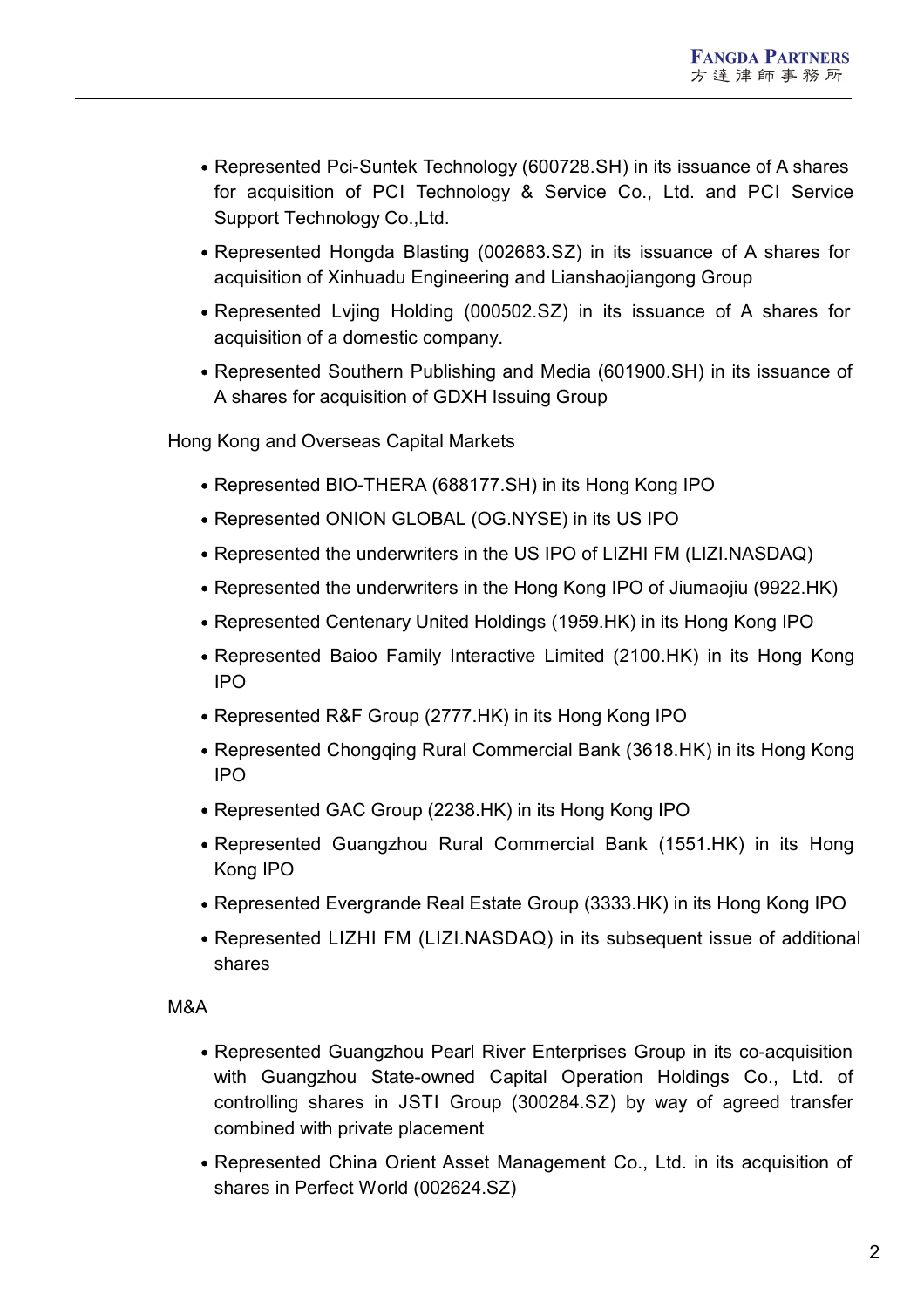- Represented Pci-Suntek Technology (600728.SH) in its issuance of A shares for acquisition of PCI Technology & Service Co., Ltd. and PCI Service Support Technology Co.,Ltd.
- Represented Hongda Blasting (002683.SZ) in its issuance of A shares for acquisition of Xinhuadu Engineering and Lianshaojiangong Group
- Represented Lvjing Holding (000502.SZ) in its issuance of A shares for acquisition of a domestic company.
- Represented Southern Publishing and Media (601900.SH) in its issuance of A shares for acquisition of GDXH Issuing Group

Hong Kong and Overseas Capital Markets

- Represented BIO-THERA (688177.SH) in its Hong Kong IPO
- Represented ONION GLOBAL (OG.NYSE) in its US IPO
- Represented the underwriters in the US IPO of LIZHI FM (LIZI.NASDAQ)
- Represented the underwriters in the Hong Kong IPO of Jiumaojiu (9922.HK)
- Represented Centenary United Holdings (1959.HK) in its Hong Kong IPO
- Represented Baioo Family Interactive Limited (2100.HK) in its Hong Kong IPO
- Represented R&F Group (2777.HK) in its Hong Kong IPO
- Represented Chongqing Rural Commercial Bank (3618.HK) in its Hong Kong IPO
- Represented GAC Group (2238.HK) in its Hong Kong IPO
- Represented Guangzhou Rural Commercial Bank (1551.HK) in its Hong Kong IPO
- Represented Evergrande Real Estate Group (3333.HK) in its Hong Kong IPO
- Represented LIZHI FM (LIZI.NASDAQ) in its subsequent issue of additional shares

M&A

- Represented Guangzhou Pearl River Enterprises Group in its co-acquisition with Guangzhou State-owned Capital Operation Holdings Co., Ltd. of controlling shares in JSTI Group (300284.SZ) by way of agreed transfer combined with private placement
- Represented China Orient Asset Management Co., Ltd. in its acquisition of shares in Perfect World (002624.SZ)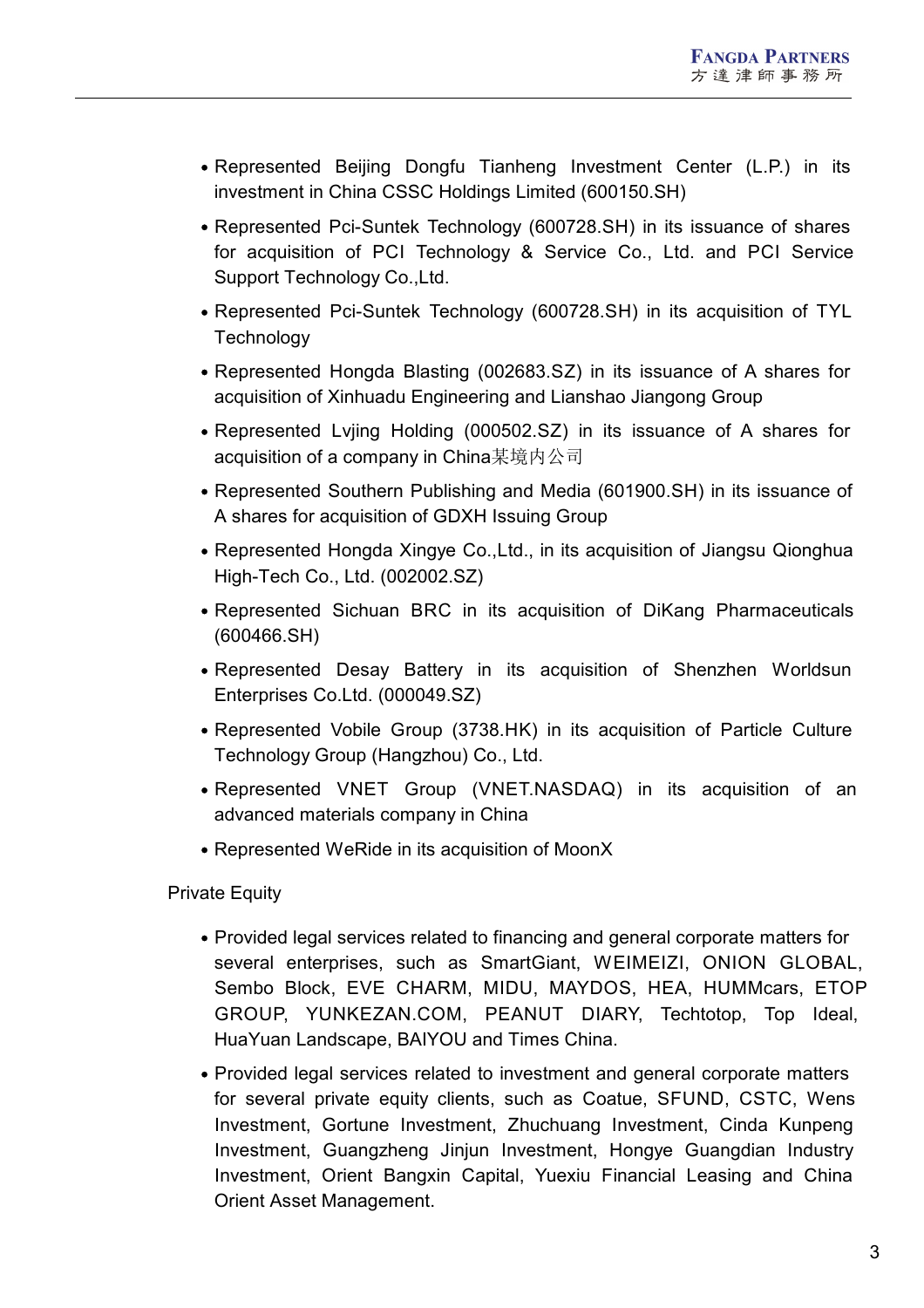- Represented Beijing Dongfu Tianheng Investment Center (L.P.) in its investment in China CSSC Holdings Limited (600150.SH)
- Represented Pci-Suntek Technology (600728.SH) in its issuance of shares for acquisition of PCI Technology & Service Co., Ltd. and PCI Service Support Technology Co.,Ltd.
- Represented Pci-Suntek Technology (600728.SH) in its acquisition of TYL Technology
- Represented Hongda Blasting (002683.SZ) in its issuance of A shares for acquisition of Xinhuadu Engineering and Lianshao Jiangong Group
- Represented Lvjing Holding (000502.SZ) in its issuance of A shares for acquisition of a company in China某境内公司
- Represented Southern Publishing and Media (601900.SH) in its issuance of A shares for acquisition of GDXH Issuing Group
- Represented Hongda Xingye Co.,Ltd., in its acquisition of Jiangsu Qionghua High-Tech Co., Ltd. (002002.SZ)
- Represented Sichuan BRC in its acquisition of DiKang Pharmaceuticals (600466.SH)
- Represented Desay Battery in its acquisition of Shenzhen Worldsun Enterprises Co.Ltd. (000049.SZ)
- Represented Vobile Group (3738.HK) in its acquisition of Particle Culture Technology Group (Hangzhou) Co., Ltd.
- Represented VNET Group (VNET.NASDAQ) in its acquisition of an advanced materials company in China
- Represented WeRide in its acquisition of MoonX

Private Equity

- Provided legal services related to financing and general corporate matters for several enterprises, such as SmartGiant, WEIMEIZI, ONION GLOBAL, Sembo Block, EVE CHARM, MIDU, MAYDOS, HEA, HUMMcars, ETOP GROUP, YUNKEZAN.COM, PEANUT DIARY, Techtotop, Top Ideal, HuaYuan Landscape, BAIYOU and Times China.
- Provided legal services related to investment and general corporate matters for several private equity clients, such as Coatue, SFUND, CSTC, Wens Investment, Gortune Investment, Zhuchuang Investment, Cinda Kunpeng Investment, Guangzheng Jinjun Investment, Hongye Guangdian Industry Investment, Orient Bangxin Capital, Yuexiu Financial Leasing and China Orient Asset Management.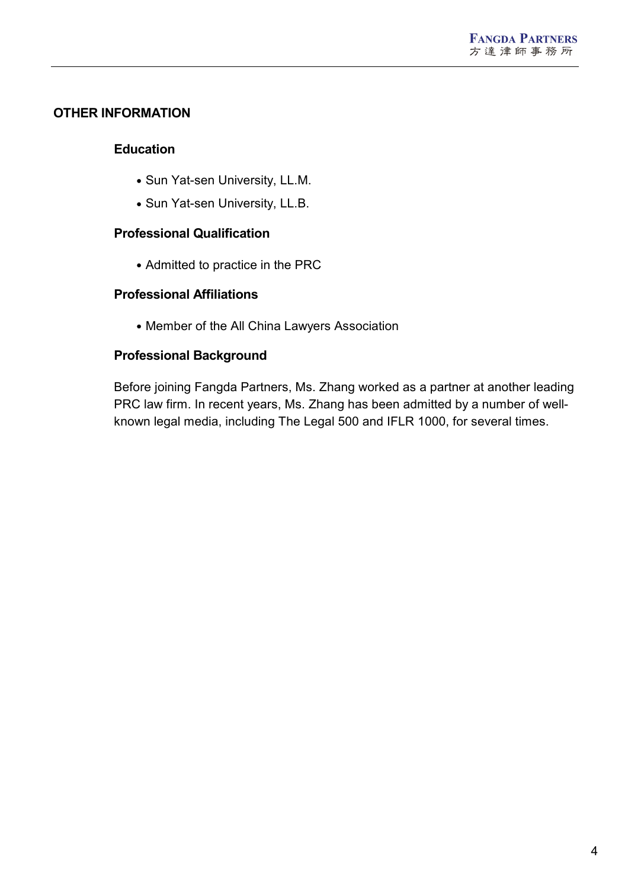## OTHER INFORMATION

### Education

- Sun Yat-sen University, LL.M.
- Sun Yat-sen University, LL.B.

### Professional Qualification

- Admitted to practice in the PRC

### Professional Affiliations

- Member of the All China Lawyers Association

### Professional Background

Before joining Fangda Partners, Ms. Zhang worked as a partner at another leading PRC law firm. In recent years, Ms. Zhang has been admitted by a number of well-known legal media, including The Legal 500 and IFLR 1000, for several times.